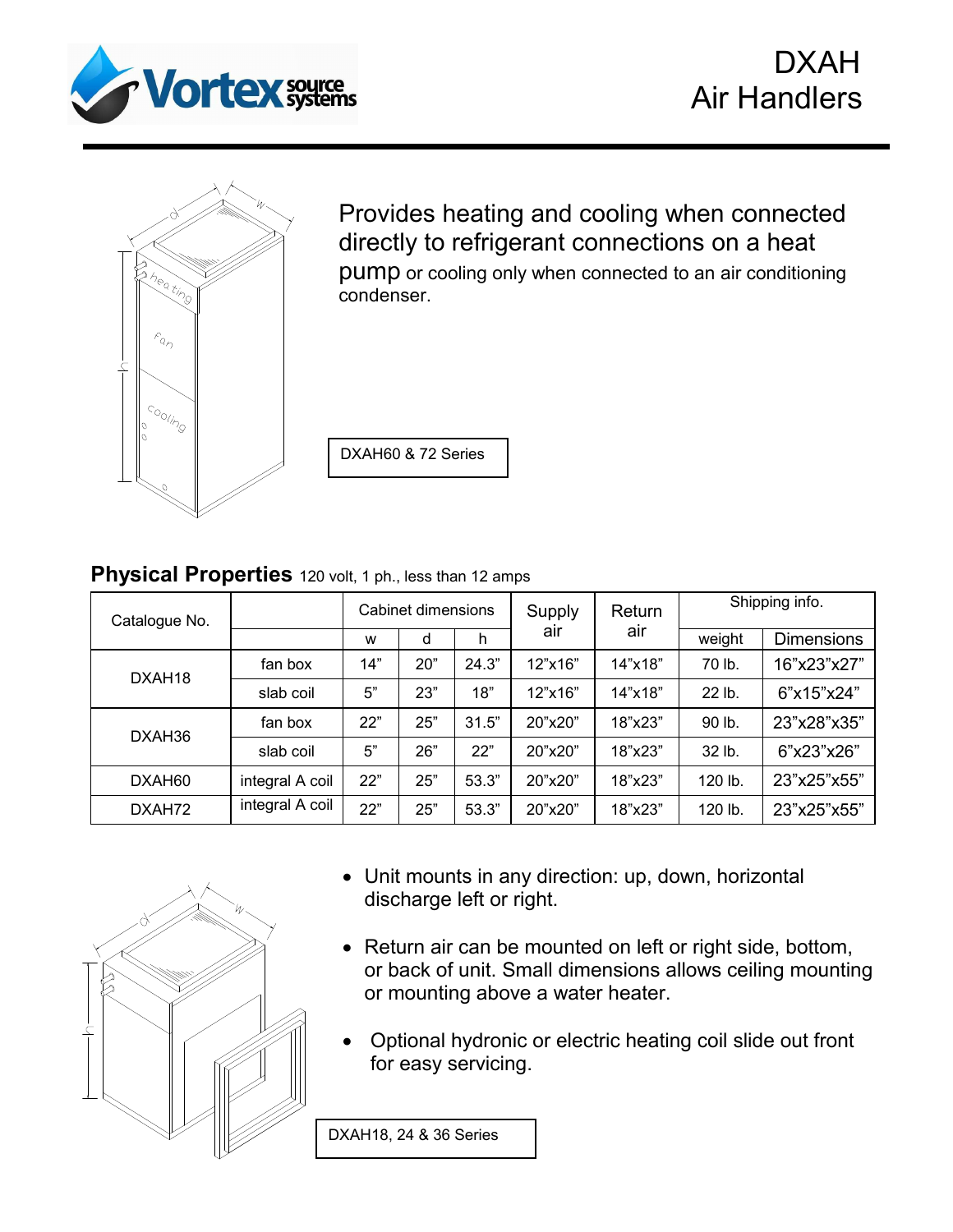# DXAH Air Handlers

Provides heating and cooling when connected directly to refrigerant connections on a heat pump or cooling only when connected to an air conditioning condenser.

DXAH60 & 72 Series

## Physical Properties 120 volt, 1 ph., less than 12 amps

| Catalogue No. | | Cabinet dimensions | | | Supply air | Return air | Shipping info. | |
|---|---|---|---|---|---|---|---|---|
| | | w | d | h | | | weight | Dimensions |
| DXAH18 | fan box | 14" | 20" | 24.3" | 12"x16" | 14"x18" | 70 lb. | 16"x23"x27" |
| | slab coil | 5" | 23" | 18" | 12"x16" | 14"x18" | 22 lb. | 6"x15"x24" |
| DXAH36 | fan box | 22" | 25" | 31.5" | 20"x20" | 18"x23" | 90 lb. | 23"x28"x35" |
| | slab coil | 5" | 26" | 22" | 20"x20" | 18"x23" | 32 lb. | 6"x23"x26" |
| DXAH60 | integral A coil | 22" | 25" | 53.3" | 20"x20" | 18"x23" | 120 lb. | 23"x25"x55" |
| DXAH72 | integral A coil | 22" | 25" | 53.3" | 20"x20" | 18"x23" | 120 lb. | 23"x25"x55" |

- Unit mounts in any direction: up, down, horizontal discharge left or right.
- Return air can be mounted on left or right side, bottom, or back of unit. Small dimensions allows ceiling mounting or mounting above a water heater.
- Optional hydronic or electric heating coil slide out front for easy servicing.

DXAH18, 24 & 36 Series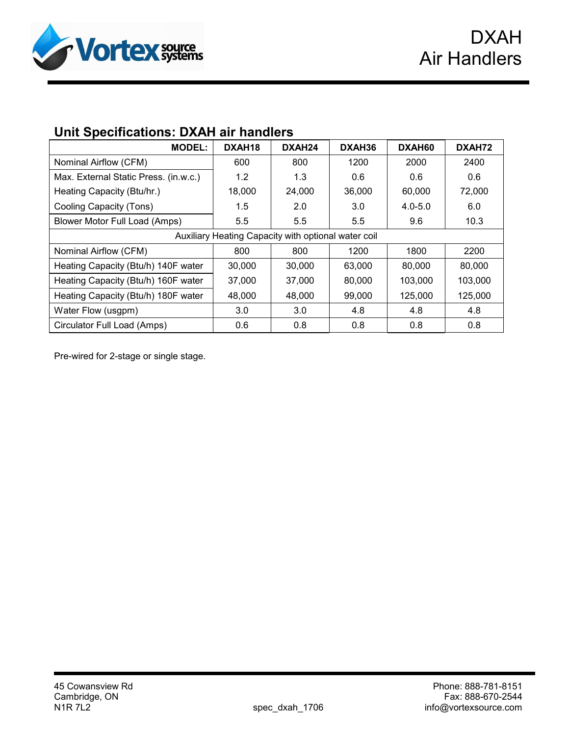# DXAH Air Handlers

## Unit Specifications: DXAH air handlers

| MODEL: | DXAH18 | DXAH24 | DXAH36 | DXAH60 | DXAH72 |
|---|---|---|---|---|---|
| Nominal Airflow (CFM) | 600 | 800 | 1200 | 2000 | 2400 |
| Max. External Static Press. (in.w.c.) | 1.2 | 1.3 | 0.6 | 0.6 | 0.6 |
| Heating Capacity (Btu/hr.) | 18,000 | 24,000 | 36,000 | 60,000 | 72,000 |
| Cooling Capacity (Tons) | 1.5 | 2.0 | 3.0 | 4.0-5.0 | 6.0 |
| Blower Motor Full Load (Amps) | 5.5 | 5.5 | 5.5 | 9.6 | 10.3 |
| Auxiliary Heating Capacity with optional water coil | | | | | |
| Nominal Airflow (CFM) | 800 | 800 | 1200 | 1800 | 2200 |
| Heating Capacity (Btu/h) 140F water | 30,000 | 30,000 | 63,000 | 80,000 | 80,000 |
| Heating Capacity (Btu/h) 160F water | 37,000 | 37,000 | 80,000 | 103,000 | 103,000 |
| Heating Capacity (Btu/h) 180F water | 48,000 | 48,000 | 99,000 | 125,000 | 125,000 |
| Water Flow (usgpm) | 3.0 | 3.0 | 4.8 | 4.8 | 4.8 |
| Circulator Full Load (Amps) | 0.6 | 0.8 | 0.8 | 0.8 | 0.8 |

Pre-wired for 2-stage or single stage.

45 Cowansview Rd
Cambridge, ON
N1R 7L2

spec_dxah_1706

Phone: 888-781-8151
Fax: 888-670-2544
info@vortexsource.com